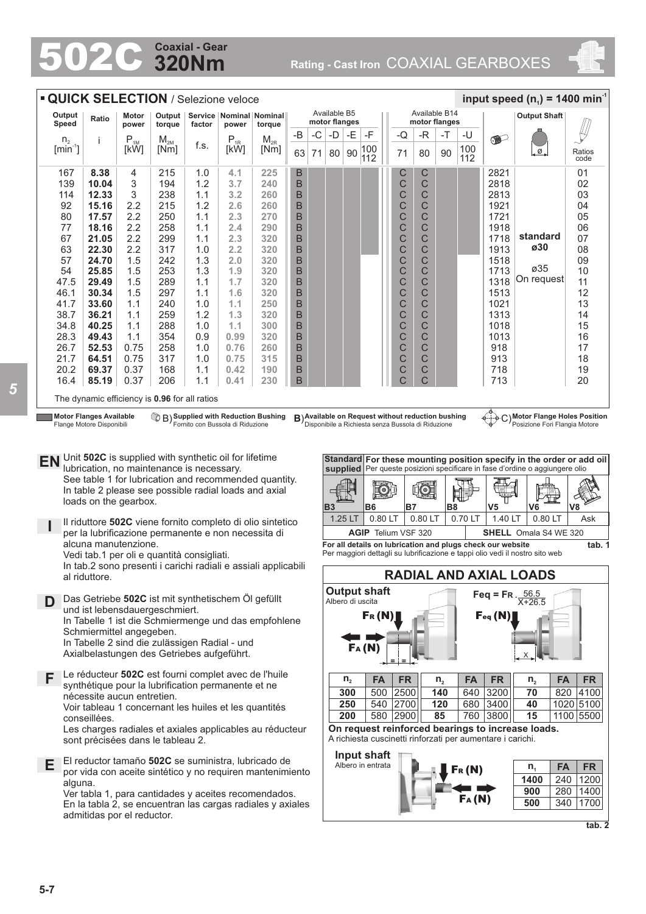# 502C Coaxial - Gear 320Nm

Rating - Cast Iron COAXIAL GEARBOXES

## ▪ QUICK SELECTION / Selezione veloce

input speed ($n_1$) = 1400 min$^{-1}$

| Output Speed $n_2$ [min$^{-1}$] | Ratio i | Motor power $P_{1M}$ [kW] | Output torque $M_{2M}$ [Nm] | Service factor f.s. | Nominal power $P_{1R}$ [kW] | Nominal torque $M_{2R}$ [Nm] | B5 -B 63 | B5 -C 71 | B5 -D 80 | B5 -E 90 | B5 -F 100/112 | B14 -Q 71 | B14 -R 80 | B14 -T 90 | B14 -U 100/112 | Motor flange holes | Output Shaft ø | Ratios code |
|---|---|---|---|---|---|---|---|---|---|---|---|---|---|---|---|---|---|---|
| 167 | **8.38** | 4 | 215 | 1.0 | **4.1** | **225** | B | | | | | C | C | | | 2821 | | 01 |
| 139 | **10.04** | 3 | 194 | 1.2 | **3.7** | **240** | B | | | | | C | C | | | 2818 | | 02 |
| 114 | **12.33** | 3 | 238 | 1.1 | **3.2** | **260** | B | | | | | C | C | | | 2813 | | 03 |
| 92 | **15.16** | 2.2 | 215 | 1.2 | **2.6** | **260** | B | | | | | C | C | | | 1921 | | 04 |
| 80 | **17.57** | 2.2 | 250 | 1.1 | **2.3** | **270** | B | | | | | C | C | | | 1721 | | 05 |
| 77 | **18.16** | 2.2 | 258 | 1.1 | **2.4** | **290** | B | | | | | C | C | | | 1918 | | 06 |
| 67 | **21.05** | 2.2 | 299 | 1.1 | **2.3** | **320** | B | | | | | C | C | | | 1718 | **standard ø30** | 07 |
| 63 | **22.30** | 2.2 | 317 | 1.0 | **2.2** | **320** | B | | | | | C | C | | | 1913 | | 08 |
| 57 | **24.70** | 1.5 | 242 | 1.3 | **2.0** | **320** | B | | | | | C | C | | | 1518 | | 09 |
| 54 | **25.85** | 1.5 | 253 | 1.3 | **1.9** | **320** | B | | | | | C | C | | | 1713 | ø35 On request | 10 |
| 47.5 | **29.49** | 1.5 | 289 | 1.1 | **1.7** | **320** | B | | | | | C | C | | | 1318 | | 11 |
| 46.1 | **30.34** | 1.5 | 297 | 1.1 | **1.6** | **320** | B | | | | | C | C | | | 1513 | | 12 |
| 41.7 | **33.60** | 1.1 | 240 | 1.0 | **1.1** | **250** | B | | | | | C | C | | | 1021 | | 13 |
| 38.7 | **36.21** | 1.1 | 259 | 1.2 | **1.3** | **320** | B | | | | | C | C | | | 1313 | | 14 |
| 34.8 | **40.25** | 1.1 | 288 | 1.0 | **1.1** | **300** | B | | | | | C | C | | | 1018 | | 15 |
| 28.3 | **49.43** | 1.1 | 354 | 0.9 | **0.99** | **320** | B | | | | | C | C | | | 1013 | | 16 |
| 26.7 | **52.53** | 0.75 | 258 | 1.0 | **0.76** | **260** | B | | | | | C | C | | | 918 | | 17 |
| 21.7 | **64.51** | 0.75 | 317 | 1.0 | **0.75** | **315** | B | | | | | C | C | | | 913 | | 18 |
| 20.2 | **69.37** | 0.37 | 168 | 1.1 | **0.42** | **190** | B | | | | | C | C | | | 718 | | 19 |
| 16.4 | **85.19** | 0.37 | 206 | 1.1 | **0.41** | **230** | B | | | | | C | C | | | 713 | | 20 |

The dynamic efficiency is **0.96** for all ratios

**Motor Flanges Available** Flange Motore Disponibili — B) **Supplied with Reduction Bushing** Fornito con Bussola di Riduzione — B) **Available on Request without reduction bushing** Disponibile a Richiesta senza Bussola di Riduzione — C) **Motor Flange Holes Position** Posizione Fori Flangia Motore

**EN** Unit **502C** is supplied with synthetic oil for lifetime lubrication, no maintenance is necessary. See table 1 for lubrication and recommended quantity. In table 2 please see possible radial loads and axial loads on the gearbox.

**I** Il riduttore **502C** viene fornito completo di olio sintetico per la lubrificazione permanente e non necessita di alcuna manutenzione. Vedi tab.1 per oli e quantità consigliati. In tab.2 sono presenti i carichi radiali e assiali applicabili al riduttore.

**D** Das Getriebe **502C** ist mit synthetischem Öl gefüllt und ist lebensdauergeschmiert. In Tabelle 1 ist die Schmiermenge und das empfohlene Schmiermittel angegeben. In Tabelle 2 sind die zulässigen Radial - und Axialbelastungen des Getriebes aufgeführt.

**F** Le réducteur **502C** est fourni complet avec de l'huile synthétique pour la lubrification permanente et ne nécessite aucun entretien. Voir tableau 1 concernant les huiles et les quantités conseillées. Les charges radiales et axiales applicables au réducteur sont précisées dans le tableau 2.

**E** El reductor tamaño **502C** se suministra, lubricado de por vida con aceite sintético y no requiren mantenimiento alguna. Ver tabla 1, para cantidades y aceites recomendados. En la tabla 2, se encuentran las cargas radiales y axiales admitidas por el reductor.

| Standard supplied | For these mounting position specify in the order or add oil / Per queste posizioni specificare in fase d'ordine o aggiungere olio | | | | | |
|---|---|---|---|---|---|---|
| B3 | B6 | B7 | B8 | V5 | V6 | V8 |
| 1.25 LT | 0.80 LT | 0.80 LT | 0.70 LT | 1.40 LT | 0.80 LT | Ask |
| **AGIP** Telium VSF 320 | | | | **SHELL** Omala S4 WE 320 | | |

**For all details on lubrication and plugs check our website** — Per maggiori dettagli su lubrificazione e tappi olio vedi il nostro sito web — **tab. 1**

## RADIAL AND AXIAL LOADS

**Output shaft** / Albero di uscita

$F_R$ (N), $F_A$ (N), $F_{eq}$ (N)

$$Feq = F_R \cdot \frac{56.5}{X+26.5}$$

| $n_2$ | FA | FR | $n_2$ | FA | FR | $n_2$ | FA | FR |
|---|---|---|---|---|---|---|---|---|
| **300** | 500 | 2500 | **140** | 640 | 3200 | **70** | 820 | 4100 |
| **250** | 540 | 2700 | **120** | 680 | 3400 | **40** | 1020 | 5100 |
| **200** | 580 | 2900 | **85** | 760 | 3800 | **15** | 1100 | 5500 |

**On request reinforced bearings to increase loads.**
A richiesta cuscinetti rinforzati per aumentare i carichi.

**Input shaft** / Albero in entrata

| $n_1$ | FA | FR |
|---|---|---|
| **1400** | 240 | 1200 |
| **900** | 280 | 1400 |
| **500** | 340 | 1700 |

**tab. 2**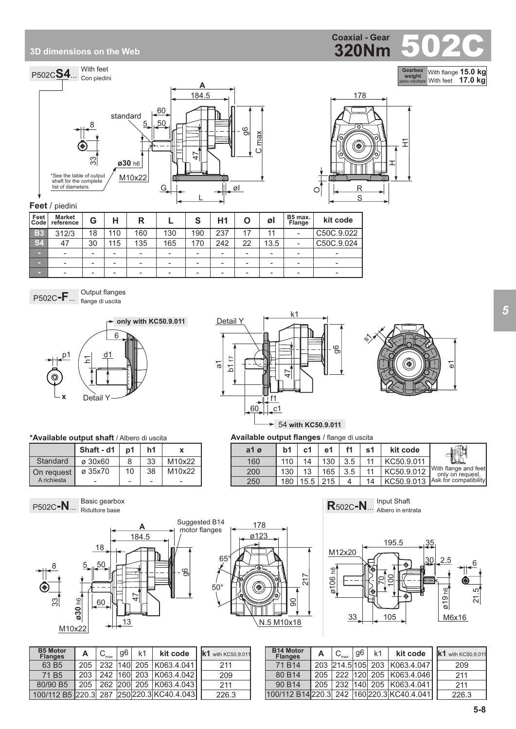# Coaxial - Gear 320Nm 502C

3D dimensions on the Web

| Gearbox weight / peso riduttore | |
|---|---|
| With flange | **15.0 kg** |
| With feet | **17.0 kg** |

## P502C**S4**... With feet / Con piedini

standard

*See the table of output shaft for the complete list of diameters

A 184.5, 60, 50, 5, 8, 33, ø30 h6, M10x22, 47, g6, C max, G, L, øI, 178, H, H1, O, R, S

**Feet** / piedini

| Feet Code | Market reference | G | H | R | L | S | H1 | O | øI | B5 max. Flange | kit code |
|---|---|---|---|---|---|---|---|---|---|---|---|
| B3 | 312/3 | 18 | 110 | 160 | 130 | 190 | 237 | 17 | 11 | - | C50C.9.022 |
| S4 | 47 | 30 | 115 | 135 | 165 | 170 | 242 | 22 | 13.5 | - | C50C.9.024 |
| - | - | - | - | - | - | - | - | - | - | - | - |
| - | - | - | - | - | - | - | - | - | - | - | - |
| - | - | - | - | - | - | - | - | - | - | - | - |

## P502C**-F**... Output flanges / flange di uscita

only with KC50.9.011

6, p1, h1, d1, x, Detail Y, k1, a1, b1 f7, 47, g6, f1, 60, c1, s1, e1

54 **with KC50.9.011**

**\*Available output shaft** / Albero di uscita

| | Shaft - d1 | p1 | h1 | x |
|---|---|---|---|---|
| Standard | ø 30x60 | 8 | 33 | M10x22 |
| On request / A richiesta | ø 35x70 | 10 | 38 | M10x22 |
| | - | - | - | - |

**Available output flanges** / flange di uscita

| a1 ø | b1 | c1 | e1 | f1 | s1 | kit code | |
|---|---|---|---|---|---|---|---|
| 160 | 110 | 14 | 130 | 3.5 | 11 | KC50.9.011 | With flange and feet only on request. Ask for compatibility |
| 200 | 130 | 13 | 165 | 3.5 | 11 | KC50.9.012 | |
| 250 | 180 | 15.5 | 215 | 4 | 14 | KC50.9.013 | |

## P502C**-N**... Basic gearbox / Riduttore base

Suggested B14 motor flanges

A 184.5, 18, 5, 50, 8, 33, ø30 h6, 60, 47, 13, M10x22, g6, 178, ø123, 65°, 50°, 217, 90, N.5 M10x18

## **R**502C**-N**... Input Shaft / Albero in entrata

M12x20, 195.5, 35, 30, 2.5, 6, ø106 h8, 70, 100, ø19 h6, 21.5, 33, 105, M6x16

| B5 Motor Flanges | A | $C_{max}$ | g6 | k1 | kit code | k1 with KC50.9.011 |
|---|---|---|---|---|---|---|
| 63 B5 | 205 | 232 | 140 | 205 | K063.4.041 | 211 |
| 71 B5 | 203 | 242 | 160 | 203 | K063.4.042 | 209 |
| 80/90 B5 | 205 | 262 | 200 | 205 | K063.4.043 | 211 |
| 100/112 B5 | 220.3 | 287 | 250 | 220.3 | KC40.4.043 | 226.3 |

| B14 Motor Flanges | A | $C_{max}$ | g6 | k1 | kit code | k1 with KC50.9.011 |
|---|---|---|---|---|---|---|
| 71 B14 | 203 | 214.5 | 105 | 203 | K063.4.047 | 209 |
| 80 B14 | 205 | 222 | 120 | 205 | K063.4.046 | 211 |
| 90 B14 | 205 | 232 | 140 | 205 | K063.4.041 | 211 |
| 100/112 B14 | 220.3 | 242 | 160 | 220.3 | KC40.4.041 | 226.3 |